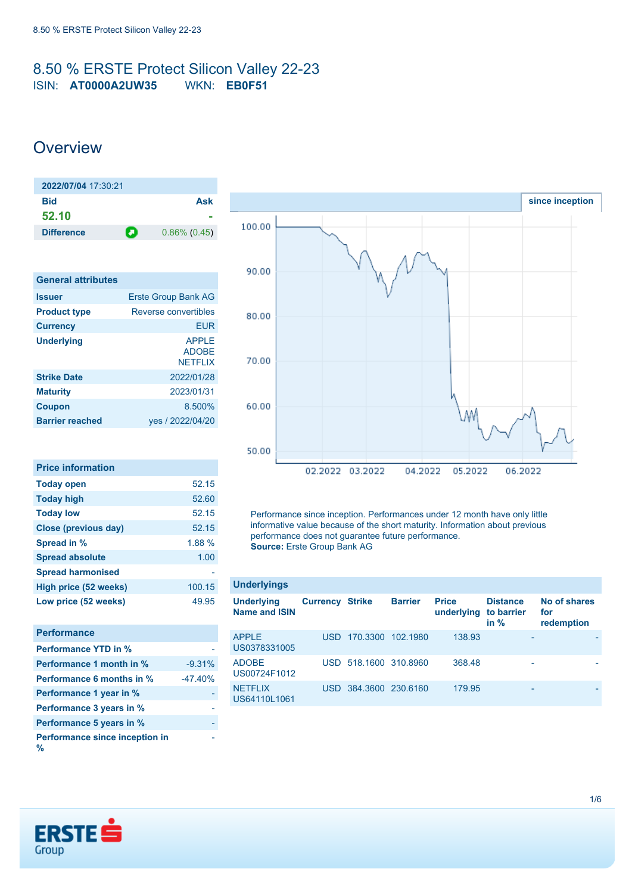# 8.50 % ERSTE Protect Silicon Valley 22-23

ISIN: **AT0000A2UW35** WKN: **EB0F51**

## Overview

| 2022/07/04 17:30:21 | |
|---|---|
| **Bid** | **Ask** |
| 52.10 | - |
| **Difference** | 0.86% (0.45) |

| General attributes | |
|---|---|
| **Issuer** | Erste Group Bank AG |
| **Product type** | Reverse convertibles |
| **Currency** | EUR |
| **Underlying** | APPLE ADOBE NETFLIX |
| **Strike Date** | 2022/01/28 |
| **Maturity** | 2023/01/31 |
| **Coupon** | 8.500% |
| **Barrier reached** | yes / 2022/04/20 |

| Price information | |
|---|---|
| **Today open** | 52.15 |
| **Today high** | 52.60 |
| **Today low** | 52.15 |
| **Close (previous day)** | 52.15 |
| **Spread in %** | 1.88 % |
| **Spread absolute** | 1.00 |
| **Spread harmonised** | - |
| **High price (52 weeks)** | 100.15 |
| **Low price (52 weeks)** | 49.95 |

| Performance | |
|---|---|
| **Performance YTD in %** | - |
| **Performance 1 month in %** | -9.31% |
| **Performance 6 months in %** | -47.40% |
| **Performance 1 year in %** | - |
| **Performance 3 years in %** | - |
| **Performance 5 years in %** | - |
| **Performance since inception in %** | - |

since inception

Performance since inception. Performances under 12 month have only little informative value because of the short maturity. Information about previous performance does not guarantee future performance.
**Source:** Erste Group Bank AG

| Underlyings | | | | | | |
|---|---|---|---|---|---|---|
| **Underlying Name and ISIN** | **Currency** | **Strike** | **Barrier** | **Price underlying** | **Distance to barrier in %** | **No of shares for redemption** |
| APPLE US0378331005 | USD | 170.3300 | 102.1980 | 138.93 | - | - |
| ADOBE US00724F1012 | USD | 518.1600 | 310.8960 | 368.48 | - | - |
| NETFLIX US64110L1061 | USD | 384.3600 | 230.6160 | 179.95 | - | - |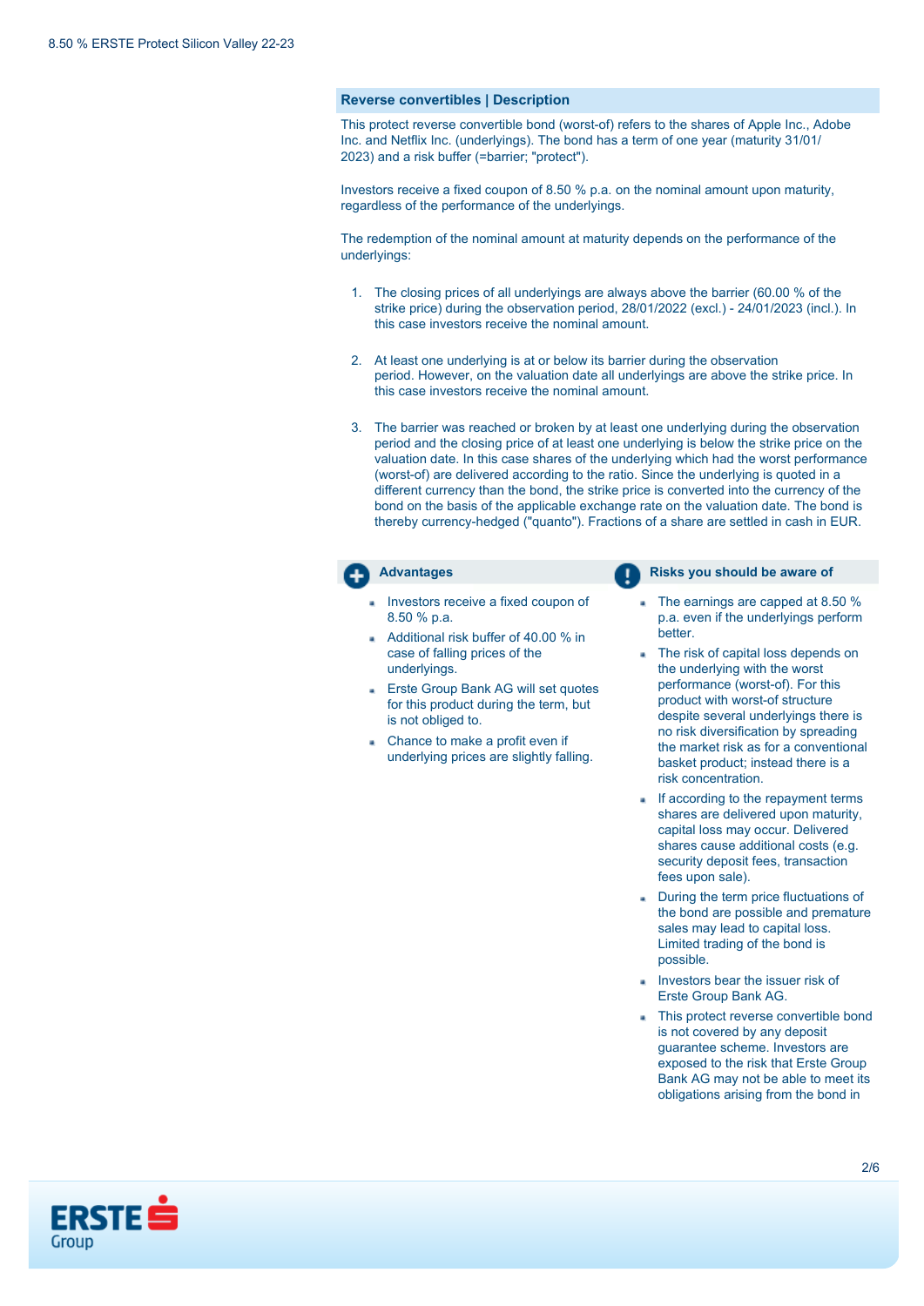## Reverse convertibles | Description

This protect reverse convertible bond (worst-of) refers to the shares of Apple Inc., Adobe Inc. and Netflix Inc. (underlyings). The bond has a term of one year (maturity 31/01/2023) and a risk buffer (=barrier; "protect").

Investors receive a fixed coupon of 8.50 % p.a. on the nominal amount upon maturity, regardless of the performance of the underlyings.

The redemption of the nominal amount at maturity depends on the performance of the underlyings:

1. The closing prices of all underlyings are always above the barrier (60.00 % of the strike price) during the observation period, 28/01/2022 (excl.) - 24/01/2023 (incl.). In this case investors receive the nominal amount.

2. At least one underlying is at or below its barrier during the observation period. However, on the valuation date all underlyings are above the strike price. In this case investors receive the nominal amount.

3. The barrier was reached or broken by at least one underlying during the observation period and the closing price of at least one underlying is below the strike price on the valuation date. In this case shares of the underlying which had the worst performance (worst-of) are delivered according to the ratio. Since the underlying is quoted in a different currency than the bond, the strike price is converted into the currency of the bond on the basis of the applicable exchange rate on the valuation date. The bond is thereby currency-hedged ("quanto"). Fractions of a share are settled in cash in EUR.

### Advantages

- Investors receive a fixed coupon of 8.50 % p.a.
- Additional risk buffer of 40.00 % in case of falling prices of the underlyings.
- Erste Group Bank AG will set quotes for this product during the term, but is not obliged to.
- Chance to make a profit even if underlying prices are slightly falling.

### Risks you should be aware of

- The earnings are capped at 8.50 % p.a. even if the underlyings perform better.
- The risk of capital loss depends on the underlying with the worst performance (worst-of). For this product with worst-of structure despite several underlyings there is no risk diversification by spreading the market risk as for a conventional basket product; instead there is a risk concentration.
- If according to the repayment terms shares are delivered upon maturity, capital loss may occur. Delivered shares cause additional costs (e.g. security deposit fees, transaction fees upon sale).
- During the term price fluctuations of the bond are possible and premature sales may lead to capital loss. Limited trading of the bond is possible.
- Investors bear the issuer risk of Erste Group Bank AG.
- This protect reverse convertible bond is not covered by any deposit guarantee scheme. Investors are exposed to the risk that Erste Group Bank AG may not be able to meet its obligations arising from the bond in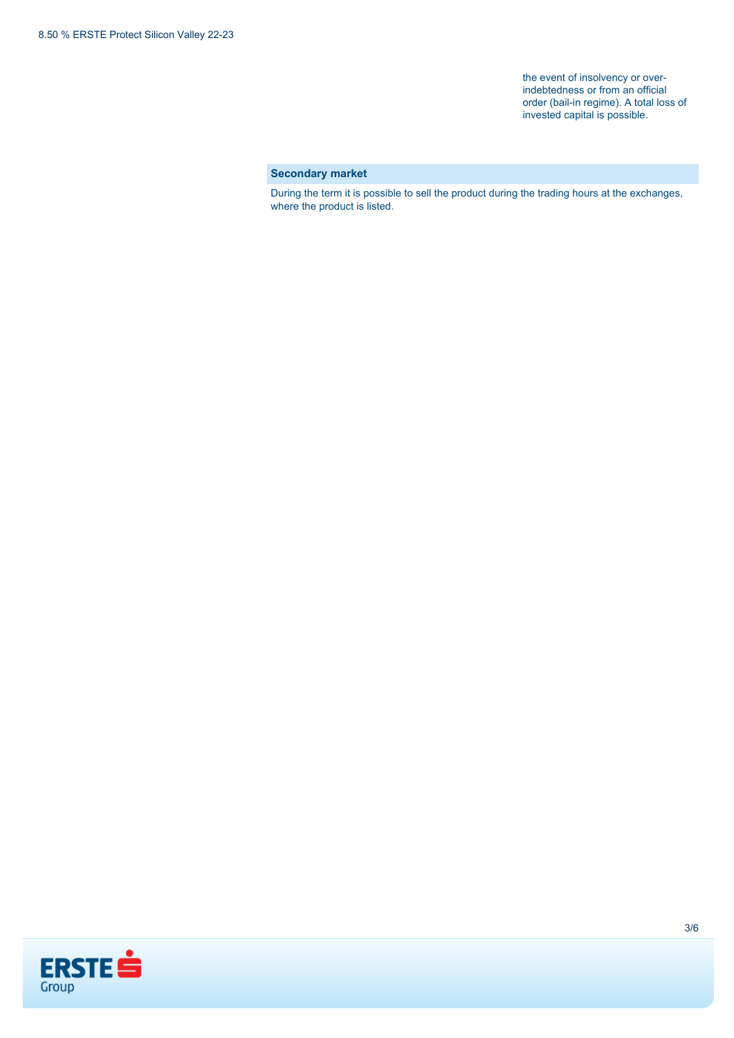the event of insolvency or over-indebtedness or from an official order (bail-in regime). A total loss of invested capital is possible.

## Secondary market

During the term it is possible to sell the product during the trading hours at the exchanges, where the product is listed.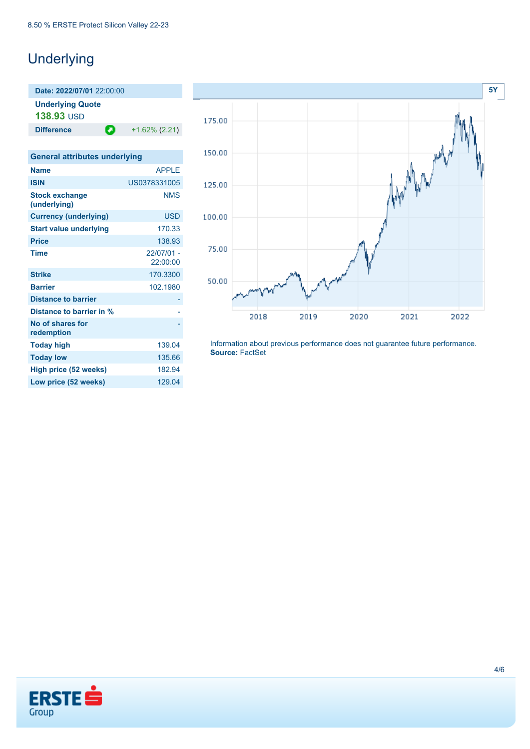# Underlying

| **Date: 2022/07/01** 22:00:00 | |
|---|---|
| **Underlying Quote** | |
| **138.93** USD | |
| **Difference** | +1.62% (2.21) |

| General attributes underlying | |
|---|---|
| **Name** | APPLE |
| **ISIN** | US0378331005 |
| **Stock exchange (underlying)** | NMS |
| **Currency (underlying)** | USD |
| **Start value underlying** | 170.33 |
| **Price** | 138.93 |
| **Time** | 22/07/01 - 22:00:00 |
| **Strike** | 170.3300 |
| **Barrier** | 102.1980 |
| **Distance to barrier** | - |
| **Distance to barrier in %** | - |
| **No of shares for redemption** | - |
| **Today high** | 139.04 |
| **Today low** | 135.66 |
| **High price (52 weeks)** | 182.94 |
| **Low price (52 weeks)** | 129.04 |

5Y

Information about previous performance does not guarantee future performance.
**Source:** FactSet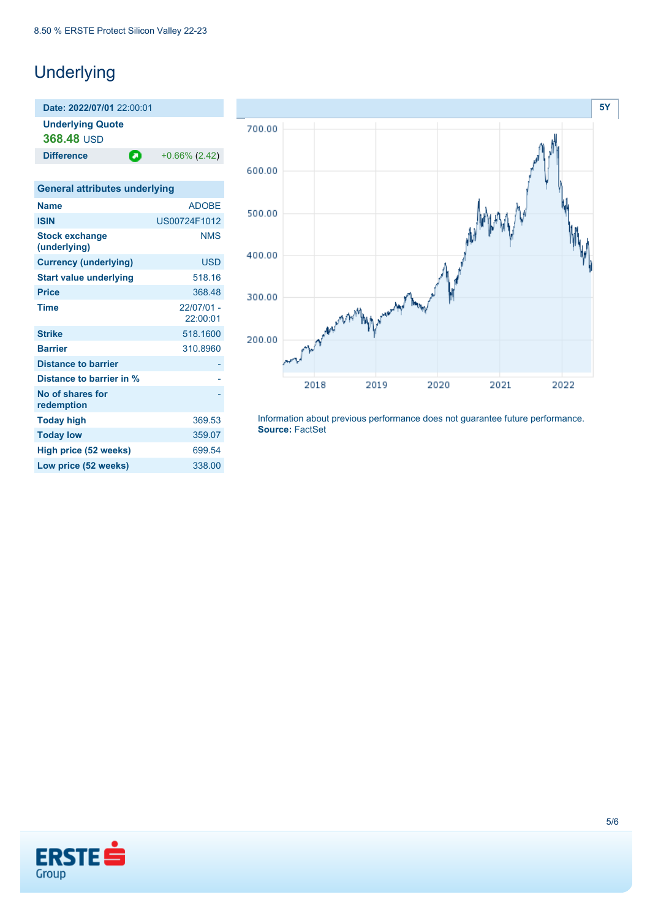# Underlying

**Date: 2022/07/01** 22:00:01

**Underlying Quote**
**368.48** USD

| **Difference** | +0.66% (2.42) |
|---|---|

| General attributes underlying | |
|---|---|
| **Name** | ADOBE |
| **ISIN** | US00724F1012 |
| **Stock exchange (underlying)** | NMS |
| **Currency (underlying)** | USD |
| **Start value underlying** | 518.16 |
| **Price** | 368.48 |
| **Time** | 22/07/01 - 22:00:01 |
| **Strike** | 518.1600 |
| **Barrier** | 310.8960 |
| **Distance to barrier** | - |
| **Distance to barrier in %** | - |
| **No of shares for redemption** | - |
| **Today high** | 369.53 |
| **Today low** | 359.07 |
| **High price (52 weeks)** | 699.54 |
| **Low price (52 weeks)** | 338.00 |

Information about previous performance does not guarantee future performance.
**Source:** FactSet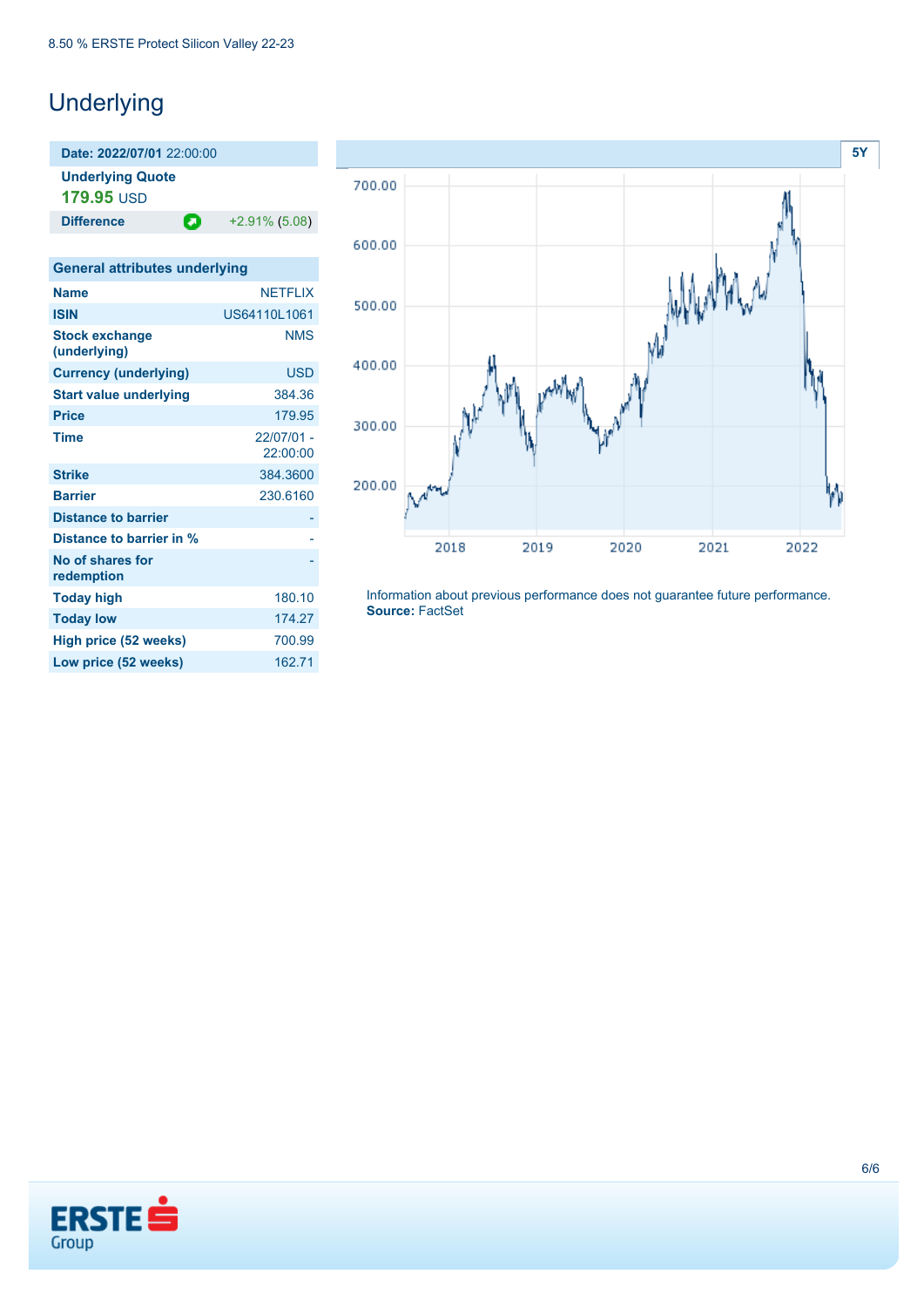# Underlying

| | |
|---|---|
| **Date: 2022/07/01** 22:00:00 | |
| **Underlying Quote** | |
| **179.95** USD | |
| **Difference** | +2.91% (5.08) |

| General attributes underlying | |
|---|---|
| **Name** | NETFLIX |
| **ISIN** | US64110L1061 |
| **Stock exchange (underlying)** | NMS |
| **Currency (underlying)** | USD |
| **Start value underlying** | 384.36 |
| **Price** | 179.95 |
| **Time** | 22/07/01 - 22:00:00 |
| **Strike** | 384.3600 |
| **Barrier** | 230.6160 |
| **Distance to barrier** | - |
| **Distance to barrier in %** | - |
| **No of shares for redemption** | - |
| **Today high** | 180.10 |
| **Today low** | 174.27 |
| **High price (52 weeks)** | 700.99 |
| **Low price (52 weeks)** | 162.71 |

5Y

700.00
600.00
500.00
400.00
300.00
200.00

2018
2019
2020
2021
2022

Information about previous performance does not guarantee future performance.
**Source:** FactSet